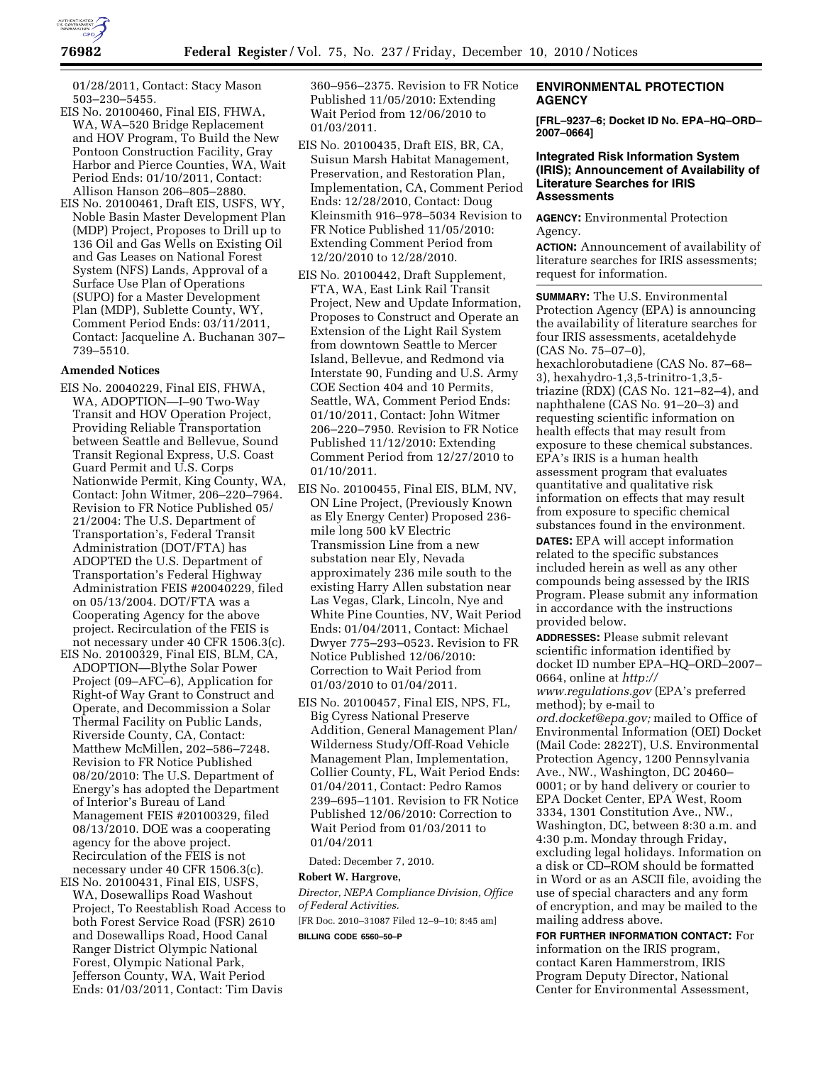01/28/2011, Contact: Stacy Mason 503–230–5455.

EIS No. 20100460, Final EIS, FHWA, WA, WA–520 Bridge Replacement and HOV Program, To Build the New Pontoon Construction Facility, Gray Harbor and Pierce Counties, WA, Wait Period Ends: 01/10/2011, Contact: Allison Hanson 206–805–2880.

EIS No. 20100461, Draft EIS, USFS, WY, Noble Basin Master Development Plan (MDP) Project, Proposes to Drill up to 136 Oil and Gas Wells on Existing Oil and Gas Leases on National Forest System (NFS) Lands, Approval of a Surface Use Plan of Operations (SUPO) for a Master Development Plan (MDP), Sublette County, WY, Comment Period Ends: 03/11/2011, Contact: Jacqueline A. Buchanan 307–739–5510.

**Amended Notices**

EIS No. 20040229, Final EIS, FHWA, WA, ADOPTION—I–90 Two-Way Transit and HOV Operation Project, Providing Reliable Transportation between Seattle and Bellevue, Sound Transit Regional Express, U.S. Coast Guard Permit and U.S. Corps Nationwide Permit, King County, WA, Contact: John Witmer, 206–220–7964. Revision to FR Notice Published 05/21/2004: The U.S. Department of Transportation's, Federal Transit Administration (DOT/FTA) has ADOPTED the U.S. Department of Transportation's Federal Highway Administration FEIS #20040229, filed on 05/13/2004. DOT/FTA was a Cooperating Agency for the above project. Recirculation of the FEIS is not necessary under 40 CFR 1506.3(c).

EIS No. 20100329, Final EIS, BLM, CA, ADOPTION—Blythe Solar Power Project (09–AFC–6), Application for Right-of Way Grant to Construct and Operate, and Decommission a Solar Thermal Facility on Public Lands, Riverside County, CA, Contact: Matthew McMillen, 202–586–7248. Revision to FR Notice Published 08/20/2010: The U.S. Department of Energy's has adopted the Department of Interior's Bureau of Land Management FEIS #20100329, filed 08/13/2010. DOE was a cooperating agency for the above project. Recirculation of the FEIS is not necessary under 40 CFR 1506.3(c).

EIS No. 20100431, Final EIS, USFS, WA, Dosewallips Road Washout Project, To Reestablish Road Access to both Forest Service Road (FSR) 2610 and Dosewallips Road, Hood Canal Ranger District Olympic National Forest, Olympic National Park, Jefferson County, WA, Wait Period Ends: 01/03/2011, Contact: Tim Davis 360–956–2375. Revision to FR Notice Published 11/05/2010: Extending Wait Period from 12/06/2010 to 01/03/2011.

EIS No. 20100435, Draft EIS, BR, CA, Suisun Marsh Habitat Management, Preservation, and Restoration Plan, Implementation, CA, Comment Period Ends: 12/28/2010, Contact: Doug Kleinsmith 916–978–5034 Revision to FR Notice Published 11/05/2010: Extending Comment Period from 12/20/2010 to 12/28/2010.

EIS No. 20100442, Draft Supplement, FTA, WA, East Link Rail Transit Project, New and Update Information, Proposes to Construct and Operate an Extension of the Light Rail System from downtown Seattle to Mercer Island, Bellevue, and Redmond via Interstate 90, Funding and U.S. Army COE Section 404 and 10 Permits, Seattle, WA, Comment Period Ends: 01/10/2011, Contact: John Witmer 206–220–7950. Revision to FR Notice Published 11/12/2010: Extending Comment Period from 12/27/2010 to 01/10/2011.

EIS No. 20100455, Final EIS, BLM, NV, ON Line Project, (Previously Known as Ely Energy Center) Proposed 236-mile long 500 kV Electric Transmission Line from a new substation near Ely, Nevada approximately 236 mile south to the existing Harry Allen substation near Las Vegas, Clark, Lincoln, Nye and White Pine Counties, NV, Wait Period Ends: 01/04/2011, Contact: Michael Dwyer 775–293–0523. Revision to FR Notice Published 12/06/2010: Correction to Wait Period from 01/03/2010 to 01/04/2011.

EIS No. 20100457, Final EIS, NPS, FL, Big Cyress National Preserve Addition, General Management Plan/Wilderness Study/Off-Road Vehicle Management Plan, Implementation, Collier County, FL, Wait Period Ends: 01/04/2011, Contact: Pedro Ramos 239–695–1101. Revision to FR Notice Published 12/06/2010: Correction to Wait Period from 01/03/2011 to 01/04/2011

Dated: December 7, 2010.

**Robert W. Hargrove,**

*Director, NEPA Compliance Division, Office of Federal Activities.*

[FR Doc. 2010–31087 Filed 12–9–10; 8:45 am]

**BILLING CODE 6560–50–P**

## ENVIRONMENTAL PROTECTION AGENCY

**[FRL–9237–6; Docket ID No. EPA–HQ–ORD–2007–0664]**

### Integrated Risk Information System (IRIS); Announcement of Availability of Literature Searches for IRIS Assessments

**AGENCY:** Environmental Protection Agency.

**ACTION:** Announcement of availability of literature searches for IRIS assessments; request for information.

**SUMMARY:** The U.S. Environmental Protection Agency (EPA) is announcing the availability of literature searches for four IRIS assessments, acetaldehyde (CAS No. 75–07–0), hexachlorobutadiene (CAS No. 87–68–3), hexahydro-1,3,5-trinitro-1,3,5-triazine (RDX) (CAS No. 121–82–4), and naphthalene (CAS No. 91–20–3) and requesting scientific information on health effects that may result from exposure to these chemical substances. EPA's IRIS is a human health assessment program that evaluates quantitative and qualitative risk information on effects that may result from exposure to specific chemical substances found in the environment.

**DATES:** EPA will accept information related to the specific substances included herein as well as any other compounds being assessed by the IRIS Program. Please submit any information in accordance with the instructions provided below.

**ADDRESSES:** Please submit relevant scientific information identified by docket ID number EPA–HQ–ORD–2007–0664, online at *http://www.regulations.gov* (EPA's preferred method); by e-mail to *ord.docket@epa.gov;* mailed to Office of Environmental Information (OEI) Docket (Mail Code: 2822T), U.S. Environmental Protection Agency, 1200 Pennsylvania Ave., NW., Washington, DC 20460–0001; or by hand delivery or courier to EPA Docket Center, EPA West, Room 3334, 1301 Constitution Ave., NW., Washington, DC, between 8:30 a.m. and 4:30 p.m. Monday through Friday, excluding legal holidays. Information on a disk or CD–ROM should be formatted in Word or as an ASCII file, avoiding the use of special characters and any form of encryption, and may be mailed to the mailing address above.

**FOR FURTHER INFORMATION CONTACT:** For information on the IRIS program, contact Karen Hammerstrom, IRIS Program Deputy Director, National Center for Environmental Assessment,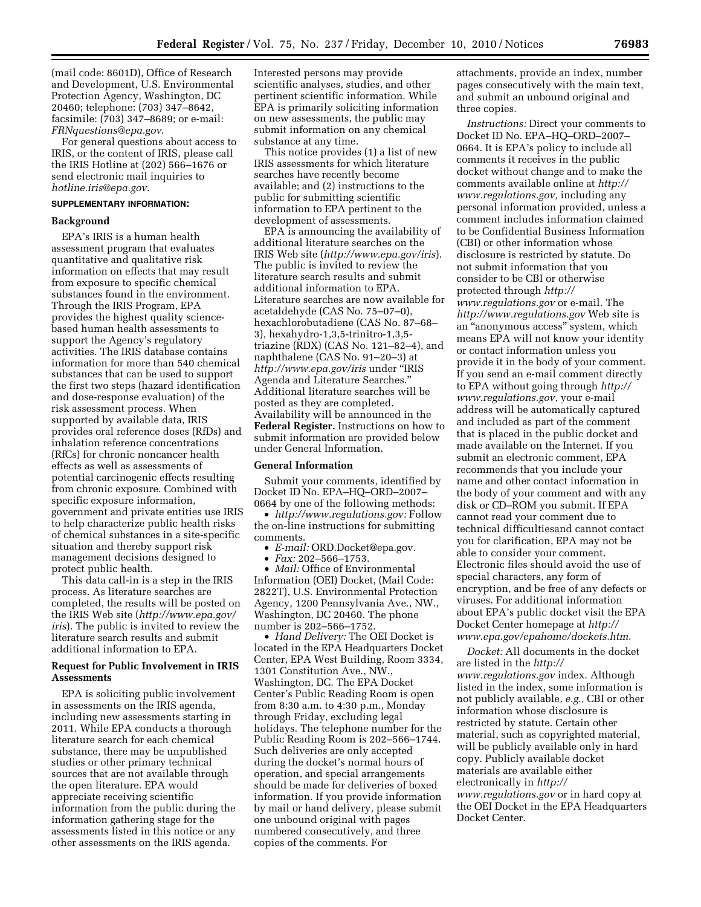(mail code: 8601D), Office of Research and Development, U.S. Environmental Protection Agency, Washington, DC 20460; telephone: (703) 347–8642, facsimile: (703) 347–8689; or e-mail: *FRNquestions@epa.gov*.

For general questions about access to IRIS, or the content of IRIS, please call the IRIS Hotline at (202) 566–1676 or send electronic mail inquiries to *hotline.iris@epa.gov.*

**SUPPLEMENTARY INFORMATION:**

## Background

EPA's IRIS is a human health assessment program that evaluates quantitative and qualitative risk information on effects that may result from exposure to specific chemical substances found in the environment. Through the IRIS Program, EPA provides the highest quality science-based human health assessments to support the Agency's regulatory activities. The IRIS database contains information for more than 540 chemical substances that can be used to support the first two steps (hazard identification and dose-response evaluation) of the risk assessment process. When supported by available data, IRIS provides oral reference doses (RfDs) and inhalation reference concentrations (RfCs) for chronic noncancer health effects as well as assessments of potential carcinogenic effects resulting from chronic exposure. Combined with specific exposure information, government and private entities use IRIS to help characterize public health risks of chemical substances in a site-specific situation and thereby support risk management decisions designed to protect public health.

This data call-in is a step in the IRIS process. As literature searches are completed, the results will be posted on the IRIS Web site (*http://www.epa.gov/iris*). The public is invited to review the literature search results and submit additional information to EPA.

## Request for Public Involvement in IRIS Assessments

EPA is soliciting public involvement in assessments on the IRIS agenda, including new assessments starting in 2011. While EPA conducts a thorough literature search for each chemical substance, there may be unpublished studies or other primary technical sources that are not available through the open literature. EPA would appreciate receiving scientific information from the public during the information gathering stage for the assessments listed in this notice or any other assessments on the IRIS agenda. Interested persons may provide scientific analyses, studies, and other pertinent scientific information. While EPA is primarily soliciting information on new assessments, the public may submit information on any chemical substance at any time.

This notice provides (1) a list of new IRIS assessments for which literature searches have recently become available; and (2) instructions to the public for submitting scientific information to EPA pertinent to the development of assessments.

EPA is announcing the availability of additional literature searches on the IRIS Web site (*http://www.epa.gov/iris*). The public is invited to review the literature search results and submit additional information to EPA. Literature searches are now available for acetaldehyde (CAS No. 75–07–0), hexachlorobutadiene (CAS No. 87–68–3), hexahydro-1,3,5-trinitro-1,3,5-triazine (RDX) (CAS No. 121–82–4), and naphthalene (CAS No. 91–20–3) at *http://www.epa.gov/iris* under "IRIS Agenda and Literature Searches." Additional literature searches will be posted as they are completed. Availability will be announced in the **Federal Register.** Instructions on how to submit information are provided below under General Information.

## General Information

Submit your comments, identified by Docket ID No. EPA–HQ–ORD–2007–0664 by one of the following methods:

- *http://www.regulations.gov:* Follow the on-line instructions for submitting comments.
- *E-mail:* ORD.Docket@epa.gov.
- *Fax:* 202–566–1753.
- *Mail:* Office of Environmental Information (OEI) Docket, (Mail Code: 2822T), U.S. Environmental Protection Agency, 1200 Pennsylvania Ave., NW., Washington, DC 20460. The phone number is 202–566–1752.
- *Hand Delivery:* The OEI Docket is located in the EPA Headquarters Docket Center, EPA West Building, Room 3334, 1301 Constitution Ave., NW., Washington, DC. The EPA Docket Center's Public Reading Room is open from 8:30 a.m. to 4:30 p.m., Monday through Friday, excluding legal holidays. The telephone number for the Public Reading Room is 202–566–1744. Such deliveries are only accepted during the docket's normal hours of operation, and special arrangements should be made for deliveries of boxed information. If you provide information by mail or hand delivery, please submit one unbound original with pages numbered consecutively, and three copies of the comments. For attachments, provide an index, number pages consecutively with the main text, and submit an unbound original and three copies.

*Instructions:* Direct your comments to Docket ID No. EPA–HQ–ORD–2007–0664. It is EPA's policy to include all comments it receives in the public docket without change and to make the comments available online at *http://www.regulations.gov,* including any personal information provided, unless a comment includes information claimed to be Confidential Business Information (CBI) or other information whose disclosure is restricted by statute. Do not submit information that you consider to be CBI or otherwise protected through *http://www.regulations.gov* or e-mail. The *http://www.regulations.gov* Web site is an "anonymous access" system, which means EPA will not know your identity or contact information unless you provide it in the body of your comment. If you send an e-mail comment directly to EPA without going through *http://www.regulations.gov*, your e-mail address will be automatically captured and included as part of the comment that is placed in the public docket and made available on the Internet. If you submit an electronic comment, EPA recommends that you include your name and other contact information in the body of your comment and with any disk or CD–ROM you submit. If EPA cannot read your comment due to technical difficultiesand cannot contact you for clarification, EPA may not be able to consider your comment. Electronic files should avoid the use of special characters, any form of encryption, and be free of any defects or viruses. For additional information about EPA's public docket visit the EPA Docket Center homepage at *http://www.epa.gov/epahome/dockets.htm*.

*Docket:* All documents in the docket are listed in the *http://www.regulations.gov* index. Although listed in the index, some information is not publicly available, *e.g.,* CBI or other information whose disclosure is restricted by statute. Certain other material, such as copyrighted material, will be publicly available only in hard copy. Publicly available docket materials are available either electronically in *http://www.regulations.gov* or in hard copy at the OEI Docket in the EPA Headquarters Docket Center.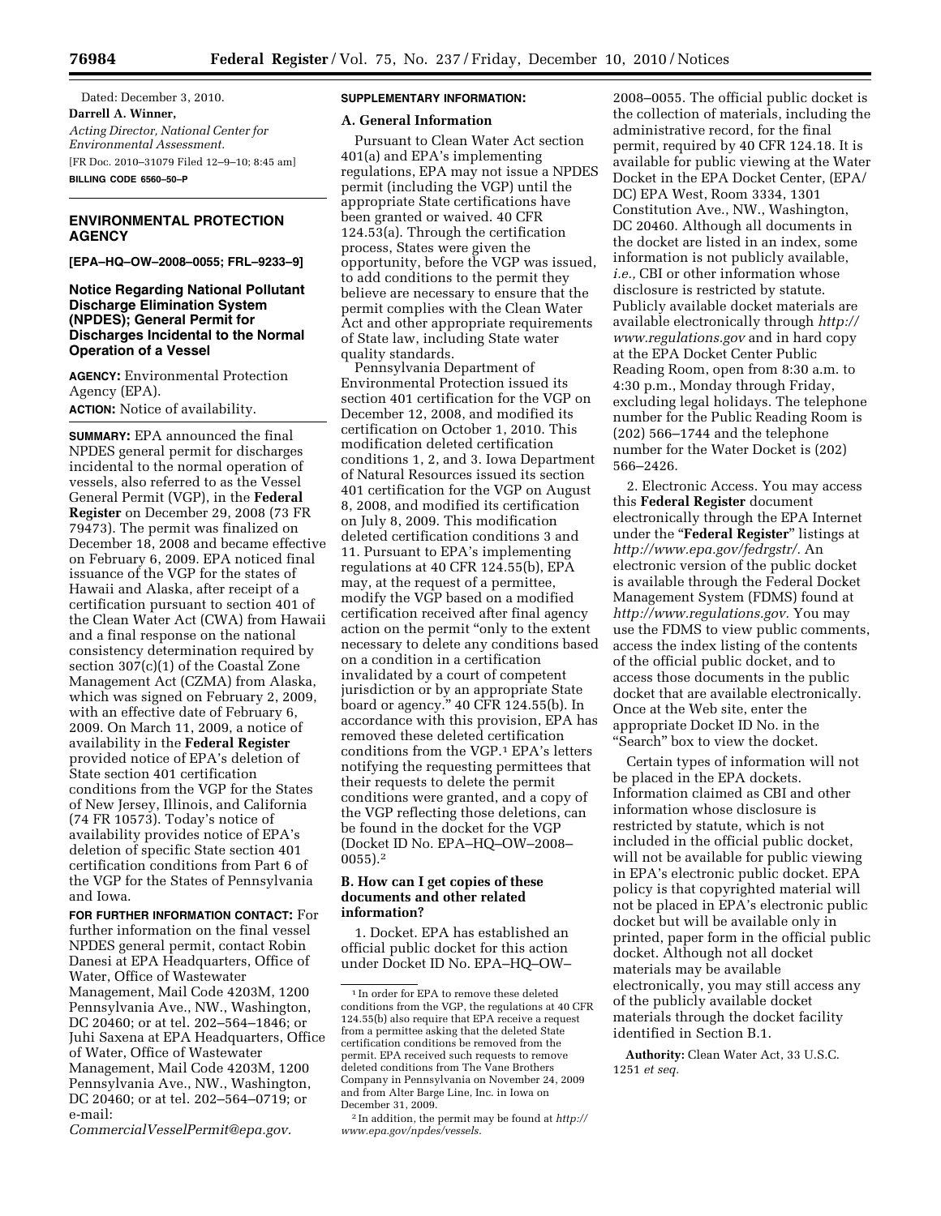Dated: December 3, 2010.

**Darrell A. Winner,**

*Acting Director, National Center for Environmental Assessment.*

[FR Doc. 2010–31079 Filed 12–9–10; 8:45 am]

**BILLING CODE 6560–50–P**

## ENVIRONMENTAL PROTECTION AGENCY

**[EPA–HQ–OW–2008–0055; FRL–9233–9]**

### Notice Regarding National Pollutant Discharge Elimination System (NPDES); General Permit for Discharges Incidental to the Normal Operation of a Vessel

**AGENCY:** Environmental Protection Agency (EPA).

**ACTION:** Notice of availability.

**SUMMARY:** EPA announced the final NPDES general permit for discharges incidental to the normal operation of vessels, also referred to as the Vessel General Permit (VGP), in the **Federal Register** on December 29, 2008 (73 FR 79473). The permit was finalized on December 18, 2008 and became effective on February 6, 2009. EPA noticed final issuance of the VGP for the states of Hawaii and Alaska, after receipt of a certification pursuant to section 401 of the Clean Water Act (CWA) from Hawaii and a final response on the national consistency determination required by section 307(c)(1) of the Coastal Zone Management Act (CZMA) from Alaska, which was signed on February 2, 2009, with an effective date of February 6, 2009. On March 11, 2009, a notice of availability in the **Federal Register** provided notice of EPA's deletion of State section 401 certification conditions from the VGP for the States of New Jersey, Illinois, and California (74 FR 10573). Today's notice of availability provides notice of EPA's deletion of specific State section 401 certification conditions from Part 6 of the VGP for the States of Pennsylvania and Iowa.

**FOR FURTHER INFORMATION CONTACT:** For further information on the final vessel NPDES general permit, contact Robin Danesi at EPA Headquarters, Office of Water, Office of Wastewater Management, Mail Code 4203M, 1200 Pennsylvania Ave., NW., Washington, DC 20460; or at tel. 202–564–1846; or Juhi Saxena at EPA Headquarters, Office of Water, Office of Wastewater Management, Mail Code 4203M, 1200 Pennsylvania Ave., NW., Washington, DC 20460; or at tel. 202–564–0719; or e-mail: *CommercialVesselPermit@epa.gov.*

**SUPPLEMENTARY INFORMATION:**

#### A. General Information

Pursuant to Clean Water Act section 401(a) and EPA's implementing regulations, EPA may not issue a NPDES permit (including the VGP) until the appropriate State certifications have been granted or waived. 40 CFR 124.53(a). Through the certification process, States were given the opportunity, before the VGP was issued, to add conditions to the permit they believe are necessary to ensure that the permit complies with the Clean Water Act and other appropriate requirements of State law, including State water quality standards.

Pennsylvania Department of Environmental Protection issued its section 401 certification for the VGP on December 12, 2008, and modified its certification on October 1, 2010. This modification deleted certification conditions 1, 2, and 3. Iowa Department of Natural Resources issued its section 401 certification for the VGP on August 8, 2008, and modified its certification on July 8, 2009. This modification deleted certification conditions 3 and 11. Pursuant to EPA's implementing regulations at 40 CFR 124.55(b), EPA may, at the request of a permittee, modify the VGP based on a modified certification received after final agency action on the permit "only to the extent necessary to delete any conditions based on a condition in a certification invalidated by a court of competent jurisdiction or by an appropriate State board or agency." 40 CFR 124.55(b). In accordance with this provision, EPA has removed these deleted certification conditions from the VGP.[1] EPA's letters notifying the requesting permittees that their requests to delete the permit conditions were granted, and a copy of the VGP reflecting those deletions, can be found in the docket for the VGP (Docket ID No. EPA–HQ–OW–2008–0055).[2]

#### B. How can I get copies of these documents and other related information?

1. Docket. EPA has established an official public docket for this action under Docket ID No. EPA–HQ–OW–2008–0055. The official public docket is the collection of materials, including the administrative record, for the final permit, required by 40 CFR 124.18. It is available for public viewing at the Water Docket in the EPA Docket Center, (EPA/DC) EPA West, Room 3334, 1301 Constitution Ave., NW., Washington, DC 20460. Although all documents in the docket are listed in an index, some information is not publicly available, *i.e.,* CBI or other information whose disclosure is restricted by statute. Publicly available docket materials are available electronically through *http://www.regulations.gov* and in hard copy at the EPA Docket Center Public Reading Room, open from 8:30 a.m. to 4:30 p.m., Monday through Friday, excluding legal holidays. The telephone number for the Public Reading Room is (202) 566–1744 and the telephone number for the Water Docket is (202) 566–2426.

2. Electronic Access. You may access this **Federal Register** document electronically through the EPA Internet under the "**Federal Register**" listings at *http://www.epa.gov/fedrgstr/.* An electronic version of the public docket is available through the Federal Docket Management System (FDMS) found at *http://www.regulations.gov.* You may use the FDMS to view public comments, access the index listing of the contents of the official public docket, and to access those documents in the public docket that are available electronically. Once at the Web site, enter the appropriate Docket ID No. in the "Search" box to view the docket.

Certain types of information will not be placed in the EPA dockets. Information claimed as CBI and other information whose disclosure is restricted by statute, which is not included in the official public docket, will not be available for public viewing in EPA's electronic public docket. EPA policy is that copyrighted material will not be placed in EPA's electronic public docket but will be available only in printed, paper form in the official public docket. Although not all docket materials may be available electronically, you may still access any of the publicly available docket materials through the docket facility identified in Section B.1.

**Authority:** Clean Water Act, 33 U.S.C. 1251 *et seq.*

---

[1] In order for EPA to remove these deleted conditions from the VGP, the regulations at 40 CFR 124.55(b) also require that EPA receive a request from a permittee asking that the deleted State certification conditions be removed from the permit. EPA received such requests to remove deleted conditions from The Vane Brothers Company in Pennsylvania on November 24, 2009 and from Alter Barge Line, Inc. in Iowa on December 31, 2009.

[2] In addition, the permit may be found at *http://www.epa.gov/npdes/vessels.*